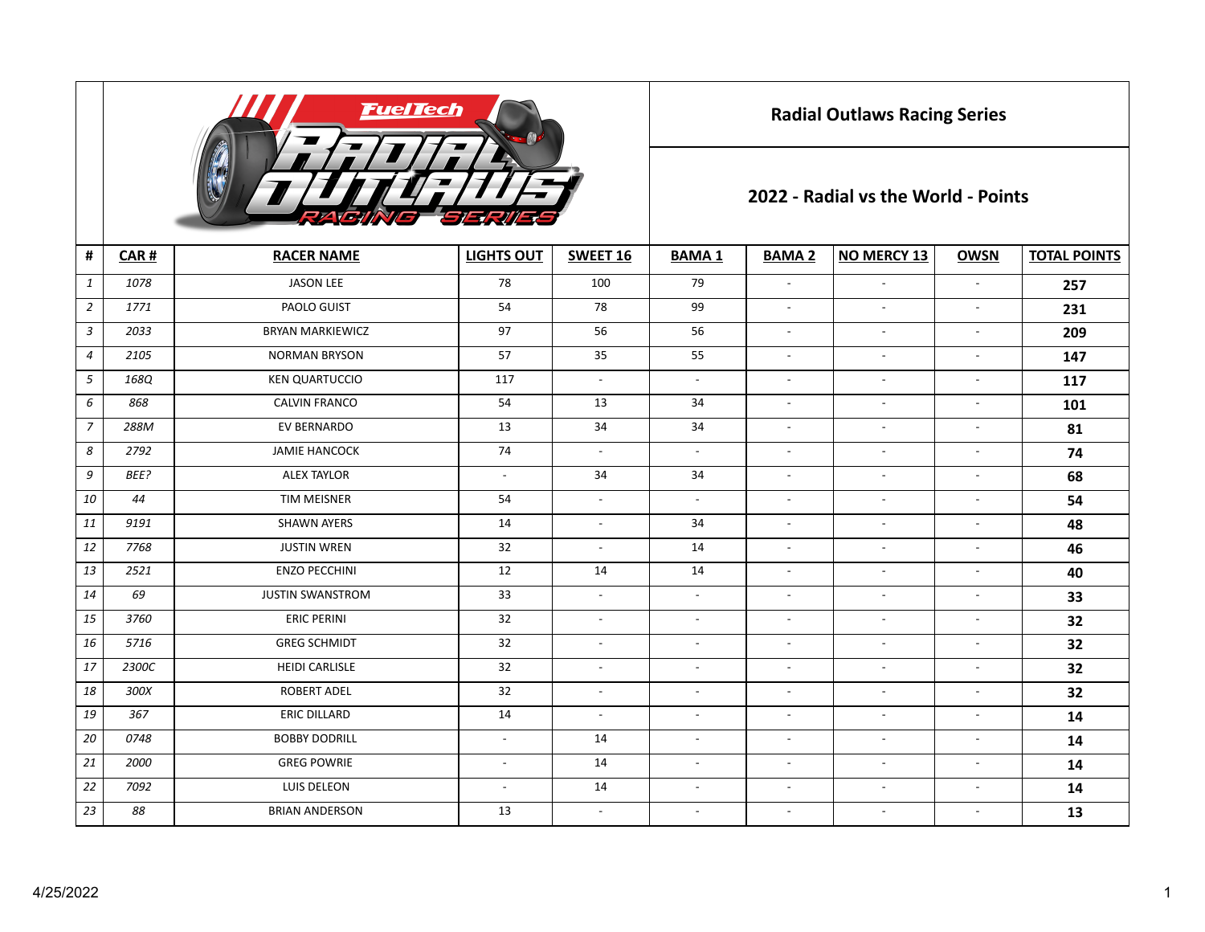# Radial Outlaws Racing Series

## 2022 - Radial vs the World - Points

| # | CAR # | RACER NAME | LIGHTS OUT | SWEET 16 | BAMA 1 | BAMA 2 | NO MERCY 13 | OWSN | TOTAL POINTS |
|---|---|---|---|---|---|---|---|---|---|
| 1 | 1078 | JASON LEE | 78 | 100 | 79 | - | - | - | **257** |
| 2 | 1771 | PAOLO GUIST | 54 | 78 | 99 | - | - | - | **231** |
| 3 | 2033 | BRYAN MARKIEWICZ | 97 | 56 | 56 | - | - | - | **209** |
| 4 | 2105 | NORMAN BRYSON | 57 | 35 | 55 | - | - | - | **147** |
| 5 | 168Q | KEN QUARTUCCIO | 117 | - | - | - | - | - | **117** |
| 6 | 868 | CALVIN FRANCO | 54 | 13 | 34 | - | - | - | **101** |
| 7 | 288M | EV BERNARDO | 13 | 34 | 34 | - | - | - | **81** |
| 8 | 2792 | JAMIE HANCOCK | 74 | - | - | - | - | - | **74** |
| 9 | BEE? | ALEX TAYLOR | - | 34 | 34 | - | - | - | **68** |
| 10 | 44 | TIM MEISNER | 54 | - | - | - | - | - | **54** |
| 11 | 9191 | SHAWN AYERS | 14 | - | 34 | - | - | - | **48** |
| 12 | 7768 | JUSTIN WREN | 32 | - | 14 | - | - | - | **46** |
| 13 | 2521 | ENZO PECCHINI | 12 | 14 | 14 | - | - | - | **40** |
| 14 | 69 | JUSTIN SWANSTROM | 33 | - | - | - | - | - | **33** |
| 15 | 3760 | ERIC PERINI | 32 | - | - | - | - | - | **32** |
| 16 | 5716 | GREG SCHMIDT | 32 | - | - | - | - | - | **32** |
| 17 | 2300C | HEIDI CARLISLE | 32 | - | - | - | - | - | **32** |
| 18 | 300X | ROBERT ADEL | 32 | - | - | - | - | - | **32** |
| 19 | 367 | ERIC DILLARD | 14 | - | - | - | - | - | **14** |
| 20 | 0748 | BOBBY DODRILL | - | 14 | - | - | - | - | **14** |
| 21 | 2000 | GREG POWRIE | - | 14 | - | - | - | - | **14** |
| 22 | 7092 | LUIS DELEON | - | 14 | - | - | - | - | **14** |
| 23 | 88 | BRIAN ANDERSON | 13 | - | - | - | - | - | **13** |

4/25/2022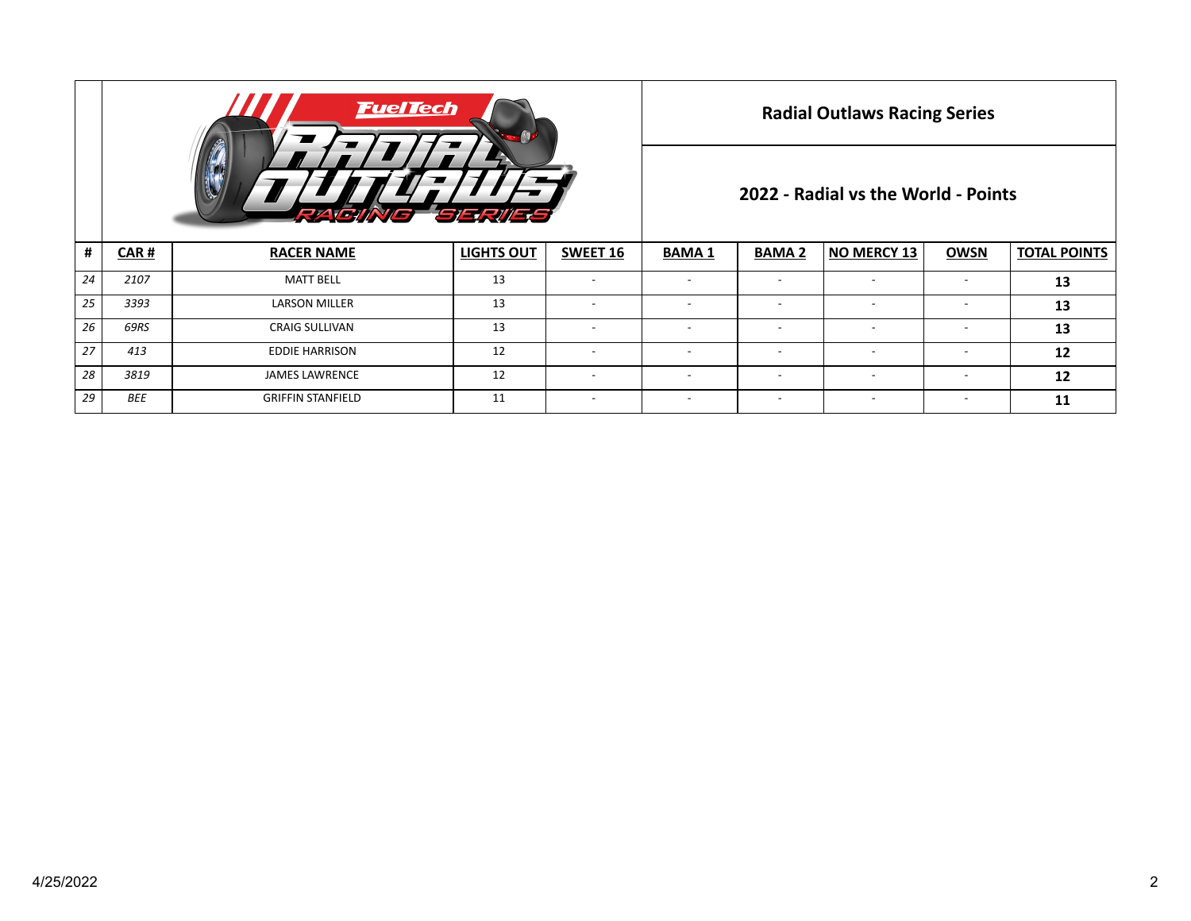## Radial Outlaws Racing Series

## 2022 - Radial vs the World - Points

| # | CAR # | RACER NAME | LIGHTS OUT | SWEET 16 | BAMA 1 | BAMA 2 | NO MERCY 13 | OWSN | TOTAL POINTS |
|---|---|---|---|---|---|---|---|---|---|
| 24 | 2107 | MATT BELL | 13 | - | - | - | - | - | **13** |
| 25 | 3393 | LARSON MILLER | 13 | - | - | - | - | - | **13** |
| 26 | 69RS | CRAIG SULLIVAN | 13 | - | - | - | - | - | **13** |
| 27 | 413 | EDDIE HARRISON | 12 | - | - | - | - | - | **12** |
| 28 | 3819 | JAMES LAWRENCE | 12 | - | - | - | - | - | **12** |
| 29 | BEE | GRIFFIN STANFIELD | 11 | - | - | - | - | - | **11** |

4/25/2022